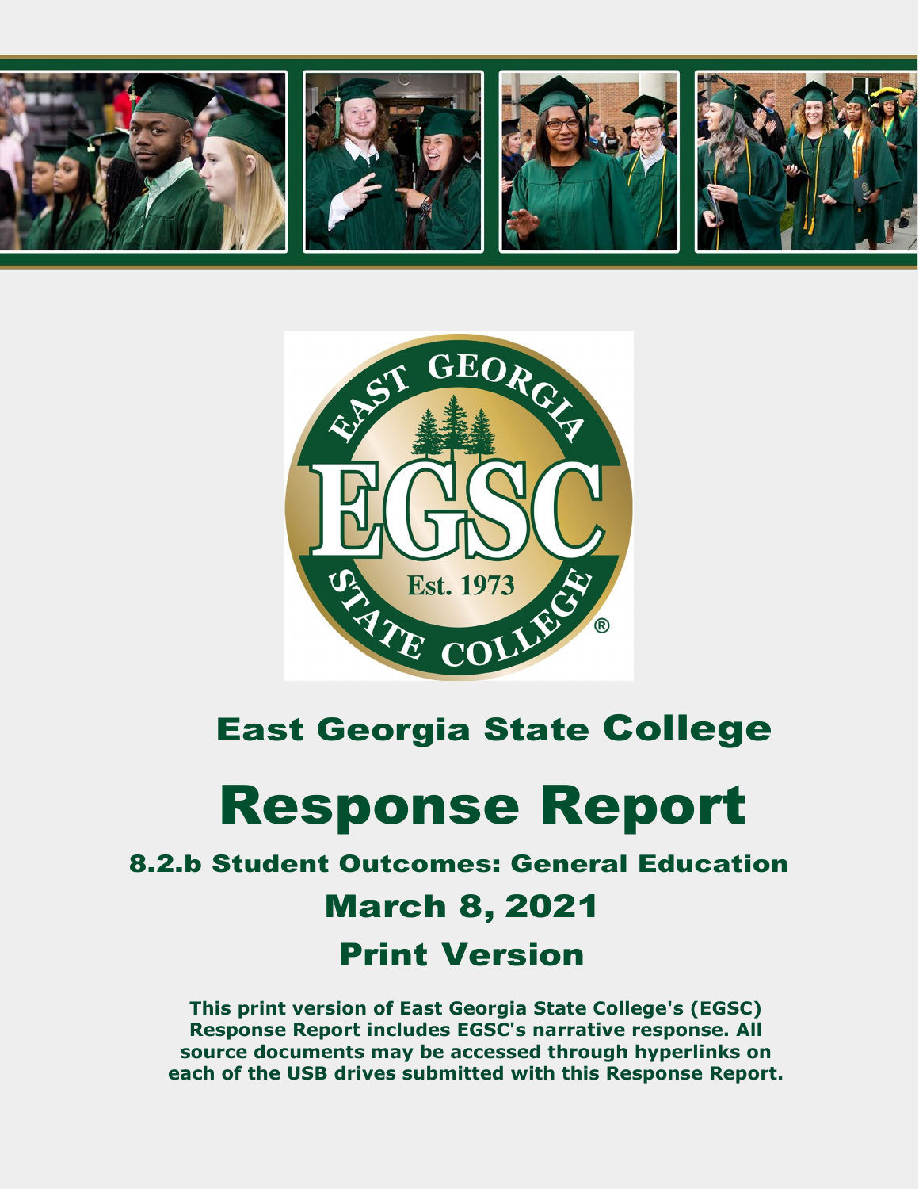# East Georgia State College

# Response Report

## 8.2.b Student Outcomes: General Education

## March 8, 2021

## Print Version

**This print version of East Georgia State College's (EGSC) Response Report includes EGSC's narrative response. All source documents may be accessed through hyperlinks on each of the USB drives submitted with this Response Report.**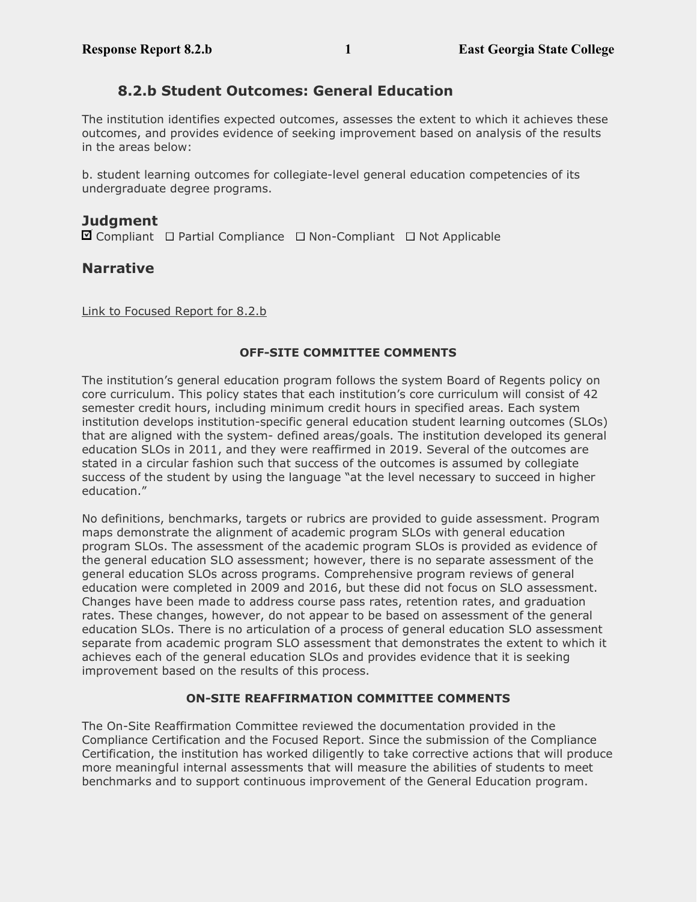## 8.2.b Student Outcomes: General Education

The institution identifies expected outcomes, assesses the extent to which it achieves these outcomes, and provides evidence of seeking improvement based on analysis of the results in the areas below:

b. student learning outcomes for collegiate-level general education competencies of its undergraduate degree programs.

## Judgment

☑ Compliant ☐ Partial Compliance ☐ Non-Compliant ☐ Not Applicable

## Narrative

Link to Focused Report for 8.2.b

**OFF-SITE COMMITTEE COMMENTS**

The institution's general education program follows the system Board of Regents policy on core curriculum. This policy states that each institution's core curriculum will consist of 42 semester credit hours, including minimum credit hours in specified areas. Each system institution develops institution-specific general education student learning outcomes (SLOs) that are aligned with the system- defined areas/goals. The institution developed its general education SLOs in 2011, and they were reaffirmed in 2019. Several of the outcomes are stated in a circular fashion such that success of the outcomes is assumed by collegiate success of the student by using the language "at the level necessary to succeed in higher education."

No definitions, benchmarks, targets or rubrics are provided to guide assessment. Program maps demonstrate the alignment of academic program SLOs with general education program SLOs. The assessment of the academic program SLOs is provided as evidence of the general education SLO assessment; however, there is no separate assessment of the general education SLOs across programs. Comprehensive program reviews of general education were completed in 2009 and 2016, but these did not focus on SLO assessment. Changes have been made to address course pass rates, retention rates, and graduation rates. These changes, however, do not appear to be based on assessment of the general education SLOs. There is no articulation of a process of general education SLO assessment separate from academic program SLO assessment that demonstrates the extent to which it achieves each of the general education SLOs and provides evidence that it is seeking improvement based on the results of this process.

**ON-SITE REAFFIRMATION COMMITTEE COMMENTS**

The On-Site Reaffirmation Committee reviewed the documentation provided in the Compliance Certification and the Focused Report. Since the submission of the Compliance Certification, the institution has worked diligently to take corrective actions that will produce more meaningful internal assessments that will measure the abilities of students to meet benchmarks and to support continuous improvement of the General Education program.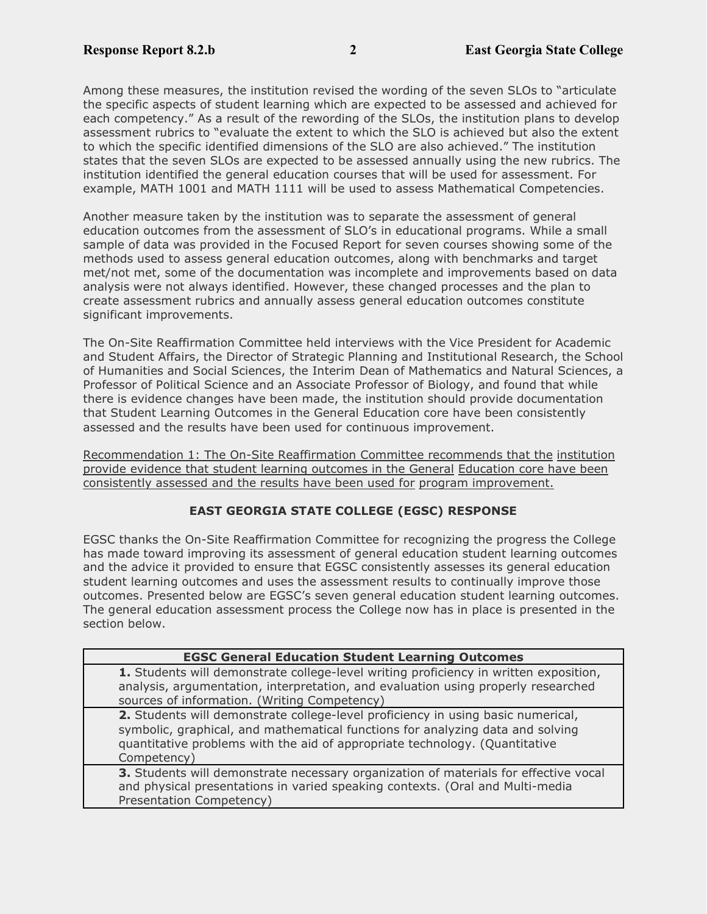Among these measures, the institution revised the wording of the seven SLOs to "articulate the specific aspects of student learning which are expected to be assessed and achieved for each competency." As a result of the rewording of the SLOs, the institution plans to develop assessment rubrics to "evaluate the extent to which the SLO is achieved but also the extent to which the specific identified dimensions of the SLO are also achieved." The institution states that the seven SLOs are expected to be assessed annually using the new rubrics. The institution identified the general education courses that will be used for assessment. For example, MATH 1001 and MATH 1111 will be used to assess Mathematical Competencies.

Another measure taken by the institution was to separate the assessment of general education outcomes from the assessment of SLO's in educational programs. While a small sample of data was provided in the Focused Report for seven courses showing some of the methods used to assess general education outcomes, along with benchmarks and target met/not met, some of the documentation was incomplete and improvements based on data analysis were not always identified. However, these changed processes and the plan to create assessment rubrics and annually assess general education outcomes constitute significant improvements.

The On-Site Reaffirmation Committee held interviews with the Vice President for Academic and Student Affairs, the Director of Strategic Planning and Institutional Research, the School of Humanities and Social Sciences, the Interim Dean of Mathematics and Natural Sciences, a Professor of Political Science and an Associate Professor of Biology, and found that while there is evidence changes have been made, the institution should provide documentation that Student Learning Outcomes in the General Education core have been consistently assessed and the results have been used for continuous improvement.

<u>Recommendation 1: The On-Site Reaffirmation Committee recommends that the institution provide evidence that student learning outcomes in the General Education core have been consistently assessed and the results have been used for program improvement.</u>

## EAST GEORGIA STATE COLLEGE (EGSC) RESPONSE

EGSC thanks the On-Site Reaffirmation Committee for recognizing the progress the College has made toward improving its assessment of general education student learning outcomes and the advice it provided to ensure that EGSC consistently assesses its general education student learning outcomes and uses the assessment results to continually improve those outcomes. Presented below are EGSC's seven general education student learning outcomes. The general education assessment process the College now has in place is presented in the section below.

| **EGSC General Education Student Learning Outcomes** |
| --- |
| **1.** Students will demonstrate college-level writing proficiency in written exposition, analysis, argumentation, interpretation, and evaluation using properly researched sources of information. (Writing Competency) |
| **2.** Students will demonstrate college-level proficiency in using basic numerical, symbolic, graphical, and mathematical functions for analyzing data and solving quantitative problems with the aid of appropriate technology. (Quantitative Competency) |
| **3.** Students will demonstrate necessary organization of materials for effective vocal and physical presentations in varied speaking contexts. (Oral and Multi-media Presentation Competency) |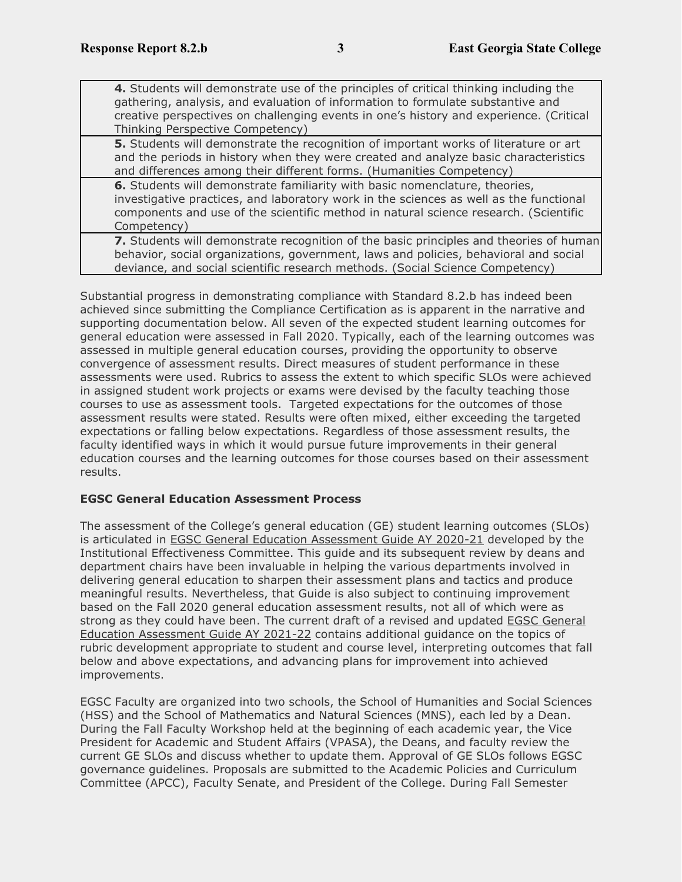| |
|---|
| **4.** Students will demonstrate use of the principles of critical thinking including the gathering, analysis, and evaluation of information to formulate substantive and creative perspectives on challenging events in one's history and experience. (Critical Thinking Perspective Competency) |
| **5.** Students will demonstrate the recognition of important works of literature or art and the periods in history when they were created and analyze basic characteristics and differences among their different forms. (Humanities Competency) |
| **6.** Students will demonstrate familiarity with basic nomenclature, theories, investigative practices, and laboratory work in the sciences as well as the functional components and use of the scientific method in natural science research. (Scientific Competency) |
| **7.** Students will demonstrate recognition of the basic principles and theories of human behavior, social organizations, government, laws and policies, behavioral and social deviance, and social scientific research methods. (Social Science Competency) |

Substantial progress in demonstrating compliance with Standard 8.2.b has indeed been achieved since submitting the Compliance Certification as is apparent in the narrative and supporting documentation below. All seven of the expected student learning outcomes for general education were assessed in Fall 2020. Typically, each of the learning outcomes was assessed in multiple general education courses, providing the opportunity to observe convergence of assessment results. Direct measures of student performance in these assessments were used. Rubrics to assess the extent to which specific SLOs were achieved in assigned student work projects or exams were devised by the faculty teaching those courses to use as assessment tools. Targeted expectations for the outcomes of those assessment results were stated. Results were often mixed, either exceeding the targeted expectations or falling below expectations. Regardless of those assessment results, the faculty identified ways in which it would pursue future improvements in their general education courses and the learning outcomes for those courses based on their assessment results.

**EGSC General Education Assessment Process**

The assessment of the College's general education (GE) student learning outcomes (SLOs) is articulated in EGSC General Education Assessment Guide AY 2020-21 developed by the Institutional Effectiveness Committee. This guide and its subsequent review by deans and department chairs have been invaluable in helping the various departments involved in delivering general education to sharpen their assessment plans and tactics and produce meaningful results. Nevertheless, that Guide is also subject to continuing improvement based on the Fall 2020 general education assessment results, not all of which were as strong as they could have been. The current draft of a revised and updated EGSC General Education Assessment Guide AY 2021-22 contains additional guidance on the topics of rubric development appropriate to student and course level, interpreting outcomes that fall below and above expectations, and advancing plans for improvement into achieved improvements.

EGSC Faculty are organized into two schools, the School of Humanities and Social Sciences (HSS) and the School of Mathematics and Natural Sciences (MNS), each led by a Dean. During the Fall Faculty Workshop held at the beginning of each academic year, the Vice President for Academic and Student Affairs (VPASA), the Deans, and faculty review the current GE SLOs and discuss whether to update them. Approval of GE SLOs follows EGSC governance guidelines. Proposals are submitted to the Academic Policies and Curriculum Committee (APCC), Faculty Senate, and President of the College. During Fall Semester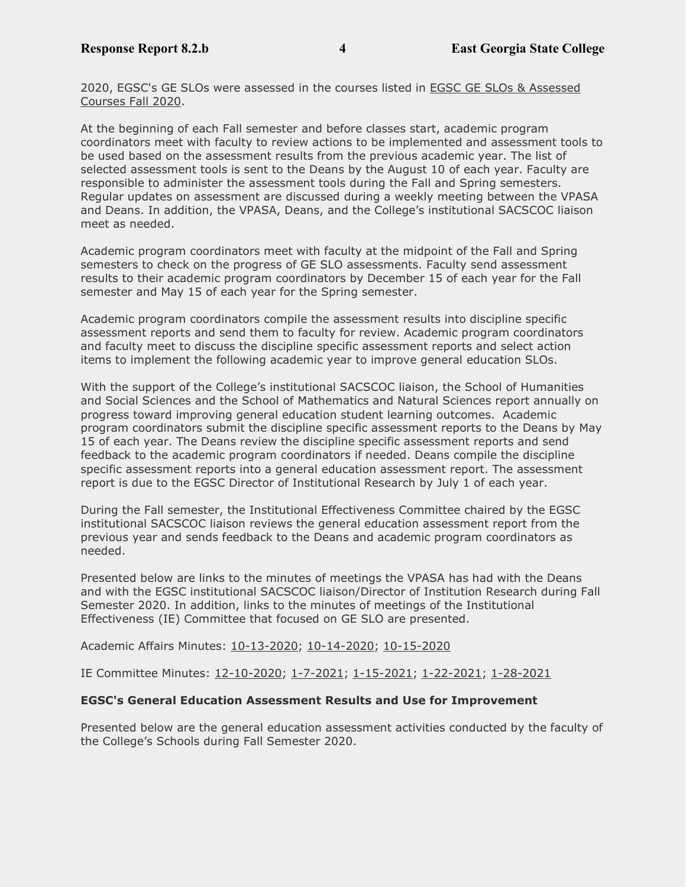2020, EGSC's GE SLOs were assessed in the courses listed in EGSC GE SLOs & Assessed Courses Fall 2020.

At the beginning of each Fall semester and before classes start, academic program coordinators meet with faculty to review actions to be implemented and assessment tools to be used based on the assessment results from the previous academic year. The list of selected assessment tools is sent to the Deans by the August 10 of each year. Faculty are responsible to administer the assessment tools during the Fall and Spring semesters. Regular updates on assessment are discussed during a weekly meeting between the VPASA and Deans. In addition, the VPASA, Deans, and the College's institutional SACSCOC liaison meet as needed.

Academic program coordinators meet with faculty at the midpoint of the Fall and Spring semesters to check on the progress of GE SLO assessments. Faculty send assessment results to their academic program coordinators by December 15 of each year for the Fall semester and May 15 of each year for the Spring semester.

Academic program coordinators compile the assessment results into discipline specific assessment reports and send them to faculty for review. Academic program coordinators and faculty meet to discuss the discipline specific assessment reports and select action items to implement the following academic year to improve general education SLOs.

With the support of the College's institutional SACSCOC liaison, the School of Humanities and Social Sciences and the School of Mathematics and Natural Sciences report annually on progress toward improving general education student learning outcomes. Academic program coordinators submit the discipline specific assessment reports to the Deans by May 15 of each year. The Deans review the discipline specific assessment reports and send feedback to the academic program coordinators if needed. Deans compile the discipline specific assessment reports into a general education assessment report. The assessment report is due to the EGSC Director of Institutional Research by July 1 of each year.

During the Fall semester, the Institutional Effectiveness Committee chaired by the EGSC institutional SACSCOC liaison reviews the general education assessment report from the previous year and sends feedback to the Deans and academic program coordinators as needed.

Presented below are links to the minutes of meetings the VPASA has had with the Deans and with the EGSC institutional SACSCOC liaison/Director of Institution Research during Fall Semester 2020. In addition, links to the minutes of meetings of the Institutional Effectiveness (IE) Committee that focused on GE SLO are presented.

Academic Affairs Minutes: 10-13-2020; 10-14-2020; 10-15-2020

IE Committee Minutes: 12-10-2020; 1-7-2021; 1-15-2021; 1-22-2021; 1-28-2021

**EGSC's General Education Assessment Results and Use for Improvement**

Presented below are the general education assessment activities conducted by the faculty of the College's Schools during Fall Semester 2020.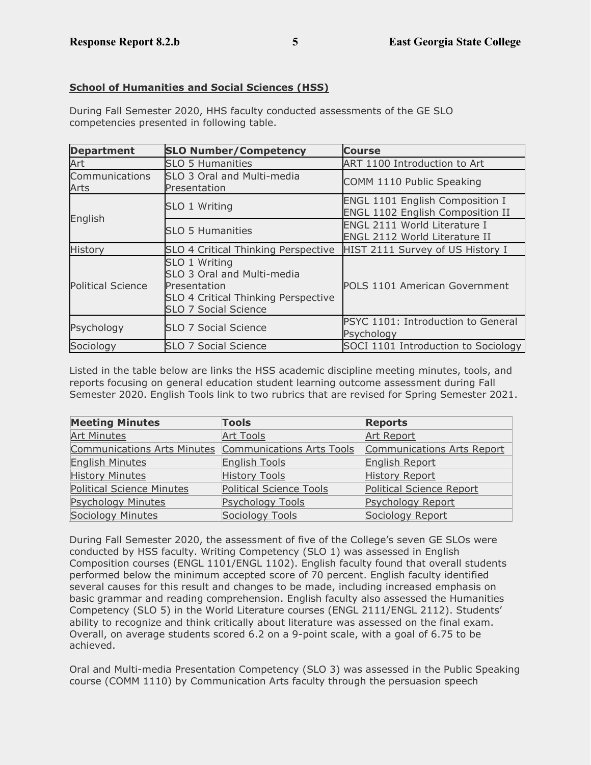**School of Humanities and Social Sciences (HSS)**

During Fall Semester 2020, HHS faculty conducted assessments of the GE SLO competencies presented in following table.

| Department | SLO Number/Competency | Course |
|---|---|---|
| Art | SLO 5 Humanities | ART 1100 Introduction to Art |
| Communications Arts | SLO 3 Oral and Multi-media Presentation | COMM 1110 Public Speaking |
| English | SLO 1 Writing | ENGL 1101 English Composition I<br>ENGL 1102 English Composition II |
| | SLO 5 Humanities | ENGL 2111 World Literature I<br>ENGL 2112 World Literature II |
| History | SLO 4 Critical Thinking Perspective | HIST 2111 Survey of US History I |
| Political Science | SLO 1 Writing<br>SLO 3 Oral and Multi-media Presentation<br>SLO 4 Critical Thinking Perspective<br>SLO 7 Social Science | POLS 1101 American Government |
| Psychology | SLO 7 Social Science | PSYC 1101: Introduction to General Psychology |
| Sociology | SLO 7 Social Science | SOCI 1101 Introduction to Sociology |

Listed in the table below are links the HSS academic discipline meeting minutes, tools, and reports focusing on general education student learning outcome assessment during Fall Semester 2020. English Tools link to two rubrics that are revised for Spring Semester 2021.

| Meeting Minutes | Tools | Reports |
|---|---|---|
| Art Minutes | Art Tools | Art Report |
| Communications Arts Minutes | Communications Arts Tools | Communications Arts Report |
| English Minutes | English Tools | English Report |
| History Minutes | History Tools | History Report |
| Political Science Minutes | Political Science Tools | Political Science Report |
| Psychology Minutes | Psychology Tools | Psychology Report |
| Sociology Minutes | Sociology Tools | Sociology Report |

During Fall Semester 2020, the assessment of five of the College's seven GE SLOs were conducted by HSS faculty. Writing Competency (SLO 1) was assessed in English Composition courses (ENGL 1101/ENGL 1102). English faculty found that overall students performed below the minimum accepted score of 70 percent. English faculty identified several causes for this result and changes to be made, including increased emphasis on basic grammar and reading comprehension. English faculty also assessed the Humanities Competency (SLO 5) in the World Literature courses (ENGL 2111/ENGL 2112). Students' ability to recognize and think critically about literature was assessed on the final exam. Overall, on average students scored 6.2 on a 9-point scale, with a goal of 6.75 to be achieved.

Oral and Multi-media Presentation Competency (SLO 3) was assessed in the Public Speaking course (COMM 1110) by Communication Arts faculty through the persuasion speech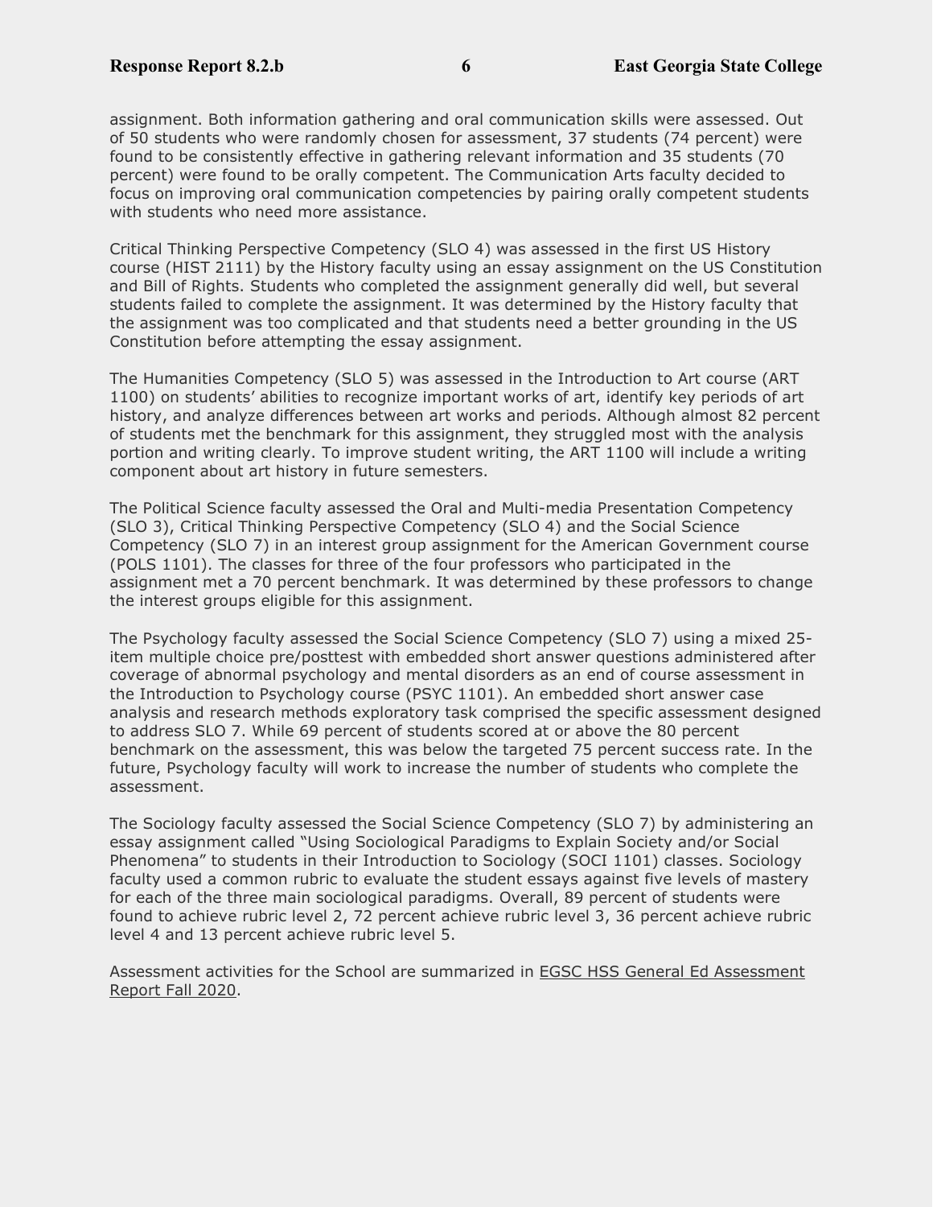assignment. Both information gathering and oral communication skills were assessed. Out of 50 students who were randomly chosen for assessment, 37 students (74 percent) were found to be consistently effective in gathering relevant information and 35 students (70 percent) were found to be orally competent. The Communication Arts faculty decided to focus on improving oral communication competencies by pairing orally competent students with students who need more assistance.

Critical Thinking Perspective Competency (SLO 4) was assessed in the first US History course (HIST 2111) by the History faculty using an essay assignment on the US Constitution and Bill of Rights. Students who completed the assignment generally did well, but several students failed to complete the assignment. It was determined by the History faculty that the assignment was too complicated and that students need a better grounding in the US Constitution before attempting the essay assignment.

The Humanities Competency (SLO 5) was assessed in the Introduction to Art course (ART 1100) on students' abilities to recognize important works of art, identify key periods of art history, and analyze differences between art works and periods. Although almost 82 percent of students met the benchmark for this assignment, they struggled most with the analysis portion and writing clearly. To improve student writing, the ART 1100 will include a writing component about art history in future semesters.

The Political Science faculty assessed the Oral and Multi-media Presentation Competency (SLO 3), Critical Thinking Perspective Competency (SLO 4) and the Social Science Competency (SLO 7) in an interest group assignment for the American Government course (POLS 1101). The classes for three of the four professors who participated in the assignment met a 70 percent benchmark. It was determined by these professors to change the interest groups eligible for this assignment.

The Psychology faculty assessed the Social Science Competency (SLO 7) using a mixed 25-item multiple choice pre/posttest with embedded short answer questions administered after coverage of abnormal psychology and mental disorders as an end of course assessment in the Introduction to Psychology course (PSYC 1101). An embedded short answer case analysis and research methods exploratory task comprised the specific assessment designed to address SLO 7. While 69 percent of students scored at or above the 80 percent benchmark on the assessment, this was below the targeted 75 percent success rate. In the future, Psychology faculty will work to increase the number of students who complete the assessment.

The Sociology faculty assessed the Social Science Competency (SLO 7) by administering an essay assignment called "Using Sociological Paradigms to Explain Society and/or Social Phenomena" to students in their Introduction to Sociology (SOCI 1101) classes. Sociology faculty used a common rubric to evaluate the student essays against five levels of mastery for each of the three main sociological paradigms. Overall, 89 percent of students were found to achieve rubric level 2, 72 percent achieve rubric level 3, 36 percent achieve rubric level 4 and 13 percent achieve rubric level 5.

Assessment activities for the School are summarized in EGSC HSS General Ed Assessment Report Fall 2020.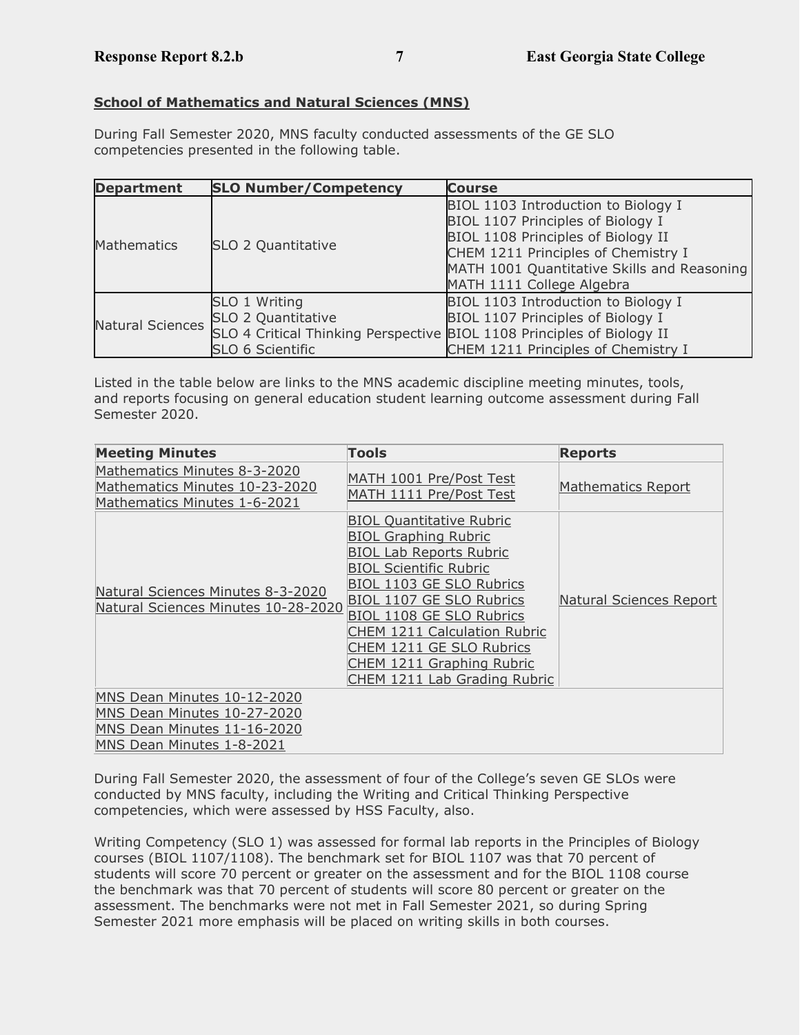## **School of Mathematics and Natural Sciences (MNS)**

During Fall Semester 2020, MNS faculty conducted assessments of the GE SLO competencies presented in the following table.

| Department | SLO Number/Competency | Course |
|---|---|---|
| Mathematics | SLO 2 Quantitative | BIOL 1103 Introduction to Biology I<br>BIOL 1107 Principles of Biology I<br>BIOL 1108 Principles of Biology II<br>CHEM 1211 Principles of Chemistry I<br>MATH 1001 Quantitative Skills and Reasoning<br>MATH 1111 College Algebra |
| Natural Sciences | SLO 1 Writing<br>SLO 2 Quantitative<br>SLO 4 Critical Thinking Perspective<br>SLO 6 Scientific | BIOL 1103 Introduction to Biology I<br>BIOL 1107 Principles of Biology I<br>BIOL 1108 Principles of Biology II<br>CHEM 1211 Principles of Chemistry I |

Listed in the table below are links to the MNS academic discipline meeting minutes, tools, and reports focusing on general education student learning outcome assessment during Fall Semester 2020.

| Meeting Minutes | Tools | Reports |
|---|---|---|
| Mathematics Minutes 8-3-2020<br>Mathematics Minutes 10-23-2020<br>Mathematics Minutes 1-6-2021 | MATH 1001 Pre/Post Test<br>MATH 1111 Pre/Post Test | Mathematics Report |
| Natural Sciences Minutes 8-3-2020<br>Natural Sciences Minutes 10-28-2020 | BIOL Quantitative Rubric<br>BIOL Graphing Rubric<br>BIOL Lab Reports Rubric<br>BIOL Scientific Rubric<br>BIOL 1103 GE SLO Rubrics<br>BIOL 1107 GE SLO Rubrics<br>BIOL 1108 GE SLO Rubrics<br>CHEM 1211 Calculation Rubric<br>CHEM 1211 GE SLO Rubrics<br>CHEM 1211 Graphing Rubric<br>CHEM 1211 Lab Grading Rubric | Natural Sciences Report |
| MNS Dean Minutes 10-12-2020<br>MNS Dean Minutes 10-27-2020<br>MNS Dean Minutes 11-16-2020<br>MNS Dean Minutes 1-8-2021 | | |

During Fall Semester 2020, the assessment of four of the College's seven GE SLOs were conducted by MNS faculty, including the Writing and Critical Thinking Perspective competencies, which were assessed by HSS Faculty, also.

Writing Competency (SLO 1) was assessed for formal lab reports in the Principles of Biology courses (BIOL 1107/1108). The benchmark set for BIOL 1107 was that 70 percent of students will score 70 percent or greater on the assessment and for the BIOL 1108 course the benchmark was that 70 percent of students will score 80 percent or greater on the assessment. The benchmarks were not met in Fall Semester 2021, so during Spring Semester 2021 more emphasis will be placed on writing skills in both courses.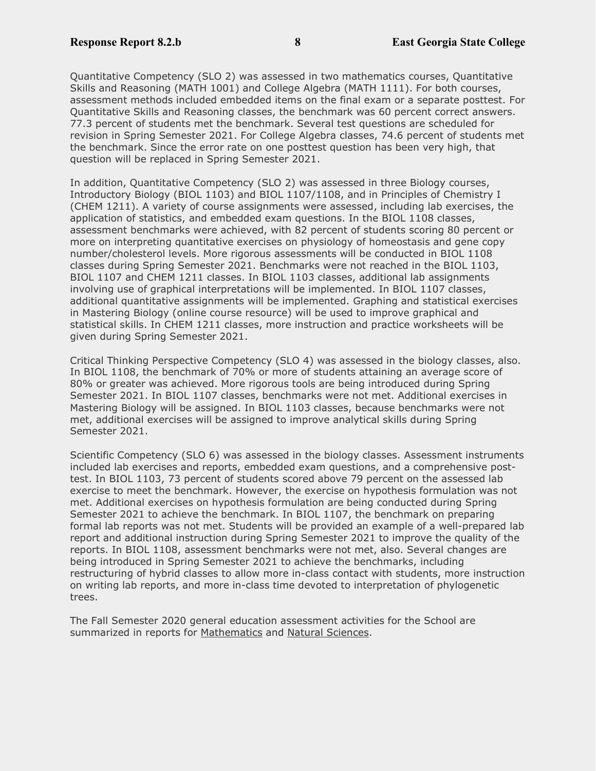Quantitative Competency (SLO 2) was assessed in two mathematics courses, Quantitative Skills and Reasoning (MATH 1001) and College Algebra (MATH 1111). For both courses, assessment methods included embedded items on the final exam or a separate posttest. For Quantitative Skills and Reasoning classes, the benchmark was 60 percent correct answers. 77.3 percent of students met the benchmark. Several test questions are scheduled for revision in Spring Semester 2021. For College Algebra classes, 74.6 percent of students met the benchmark. Since the error rate on one posttest question has been very high, that question will be replaced in Spring Semester 2021.

In addition, Quantitative Competency (SLO 2) was assessed in three Biology courses, Introductory Biology (BIOL 1103) and BIOL 1107/1108, and in Principles of Chemistry I (CHEM 1211). A variety of course assignments were assessed, including lab exercises, the application of statistics, and embedded exam questions. In the BIOL 1108 classes, assessment benchmarks were achieved, with 82 percent of students scoring 80 percent or more on interpreting quantitative exercises on physiology of homeostasis and gene copy number/cholesterol levels. More rigorous assessments will be conducted in BIOL 1108 classes during Spring Semester 2021. Benchmarks were not reached in the BIOL 1103, BIOL 1107 and CHEM 1211 classes. In BIOL 1103 classes, additional lab assignments involving use of graphical interpretations will be implemented. In BIOL 1107 classes, additional quantitative assignments will be implemented. Graphing and statistical exercises in Mastering Biology (online course resource) will be used to improve graphical and statistical skills. In CHEM 1211 classes, more instruction and practice worksheets will be given during Spring Semester 2021.

Critical Thinking Perspective Competency (SLO 4) was assessed in the biology classes, also. In BIOL 1108, the benchmark of 70% or more of students attaining an average score of 80% or greater was achieved. More rigorous tools are being introduced during Spring Semester 2021. In BIOL 1107 classes, benchmarks were not met. Additional exercises in Mastering Biology will be assigned. In BIOL 1103 classes, because benchmarks were not met, additional exercises will be assigned to improve analytical skills during Spring Semester 2021.

Scientific Competency (SLO 6) was assessed in the biology classes. Assessment instruments included lab exercises and reports, embedded exam questions, and a comprehensive post-test. In BIOL 1103, 73 percent of students scored above 79 percent on the assessed lab exercise to meet the benchmark. However, the exercise on hypothesis formulation was not met. Additional exercises on hypothesis formulation are being conducted during Spring Semester 2021 to achieve the benchmark. In BIOL 1107, the benchmark on preparing formal lab reports was not met. Students will be provided an example of a well-prepared lab report and additional instruction during Spring Semester 2021 to improve the quality of the reports. In BIOL 1108, assessment benchmarks were not met, also. Several changes are being introduced in Spring Semester 2021 to achieve the benchmarks, including restructuring of hybrid classes to allow more in-class contact with students, more instruction on writing lab reports, and more in-class time devoted to interpretation of phylogenetic trees.

The Fall Semester 2020 general education assessment activities for the School are summarized in reports for Mathematics and Natural Sciences.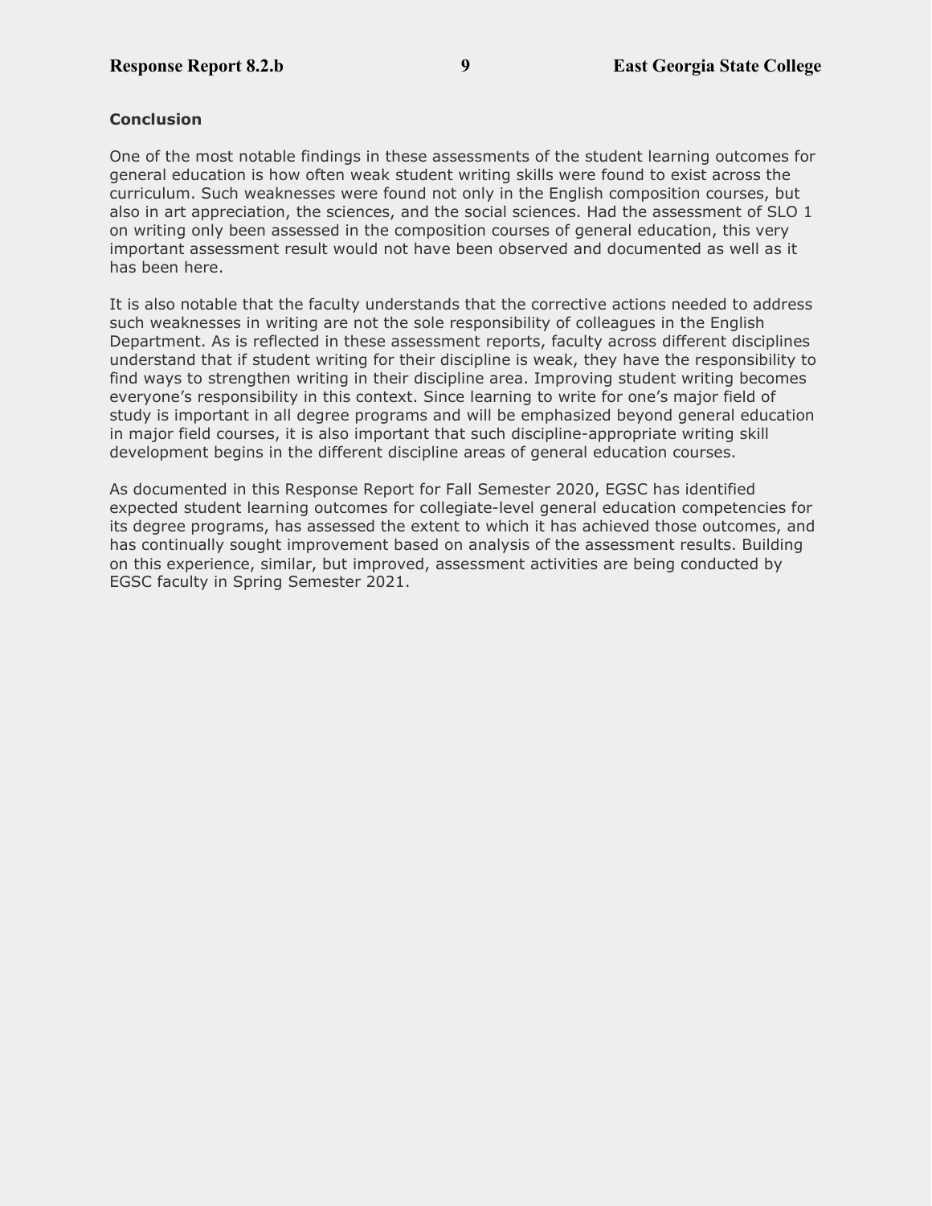## Conclusion

One of the most notable findings in these assessments of the student learning outcomes for general education is how often weak student writing skills were found to exist across the curriculum. Such weaknesses were found not only in the English composition courses, but also in art appreciation, the sciences, and the social sciences. Had the assessment of SLO 1 on writing only been assessed in the composition courses of general education, this very important assessment result would not have been observed and documented as well as it has been here.

It is also notable that the faculty understands that the corrective actions needed to address such weaknesses in writing are not the sole responsibility of colleagues in the English Department. As is reflected in these assessment reports, faculty across different disciplines understand that if student writing for their discipline is weak, they have the responsibility to find ways to strengthen writing in their discipline area. Improving student writing becomes everyone's responsibility in this context. Since learning to write for one's major field of study is important in all degree programs and will be emphasized beyond general education in major field courses, it is also important that such discipline-appropriate writing skill development begins in the different discipline areas of general education courses.

As documented in this Response Report for Fall Semester 2020, EGSC has identified expected student learning outcomes for collegiate-level general education competencies for its degree programs, has assessed the extent to which it has achieved those outcomes, and has continually sought improvement based on analysis of the assessment results. Building on this experience, similar, but improved, assessment activities are being conducted by EGSC faculty in Spring Semester 2021.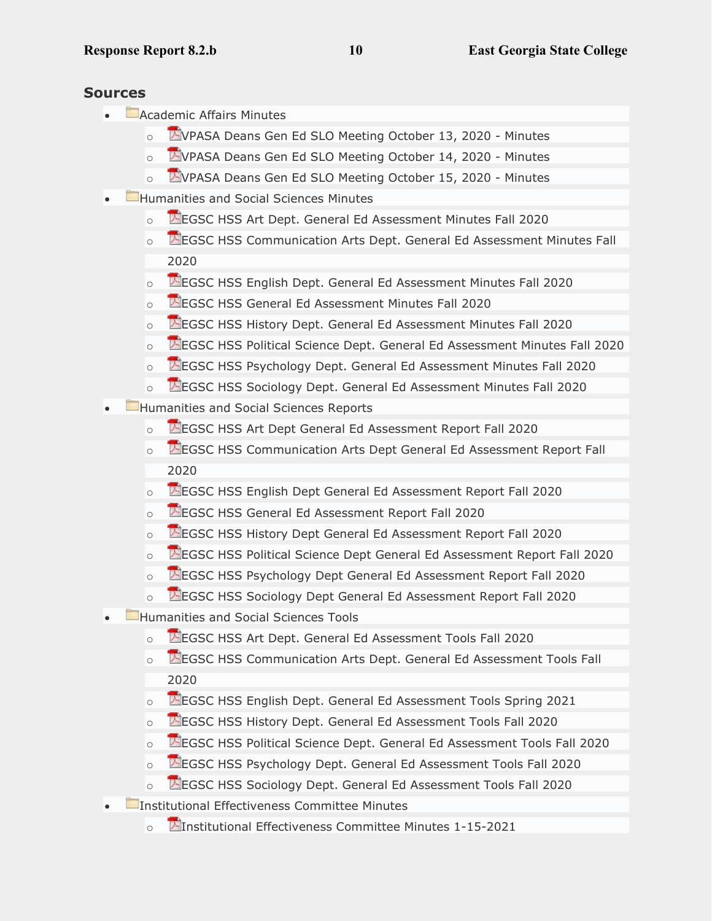## Sources

- Academic Affairs Minutes
    - VPASA Deans Gen Ed SLO Meeting October 13, 2020 - Minutes
    - VPASA Deans Gen Ed SLO Meeting October 14, 2020 - Minutes
    - VPASA Deans Gen Ed SLO Meeting October 15, 2020 - Minutes
- Humanities and Social Sciences Minutes
    - EGSC HSS Art Dept. General Ed Assessment Minutes Fall 2020
    - EGSC HSS Communication Arts Dept. General Ed Assessment Minutes Fall 2020
    - EGSC HSS English Dept. General Ed Assessment Minutes Fall 2020
    - EGSC HSS General Ed Assessment Minutes Fall 2020
    - EGSC HSS History Dept. General Ed Assessment Minutes Fall 2020
    - EGSC HSS Political Science Dept. General Ed Assessment Minutes Fall 2020
    - EGSC HSS Psychology Dept. General Ed Assessment Minutes Fall 2020
    - EGSC HSS Sociology Dept. General Ed Assessment Minutes Fall 2020
- Humanities and Social Sciences Reports
    - EGSC HSS Art Dept General Ed Assessment Report Fall 2020
    - EGSC HSS Communication Arts Dept General Ed Assessment Report Fall 2020
    - EGSC HSS English Dept General Ed Assessment Report Fall 2020
    - EGSC HSS General Ed Assessment Report Fall 2020
    - EGSC HSS History Dept General Ed Assessment Report Fall 2020
    - EGSC HSS Political Science Dept General Ed Assessment Report Fall 2020
    - EGSC HSS Psychology Dept General Ed Assessment Report Fall 2020
    - EGSC HSS Sociology Dept General Ed Assessment Report Fall 2020
- Humanities and Social Sciences Tools
    - EGSC HSS Art Dept. General Ed Assessment Tools Fall 2020
    - EGSC HSS Communication Arts Dept. General Ed Assessment Tools Fall 2020
    - EGSC HSS English Dept. General Ed Assessment Tools Spring 2021
    - EGSC HSS History Dept. General Ed Assessment Tools Fall 2020
    - EGSC HSS Political Science Dept. General Ed Assessment Tools Fall 2020
    - EGSC HSS Psychology Dept. General Ed Assessment Tools Fall 2020
    - EGSC HSS Sociology Dept. General Ed Assessment Tools Fall 2020
- Institutional Effectiveness Committee Minutes
    - Institutional Effectiveness Committee Minutes 1-15-2021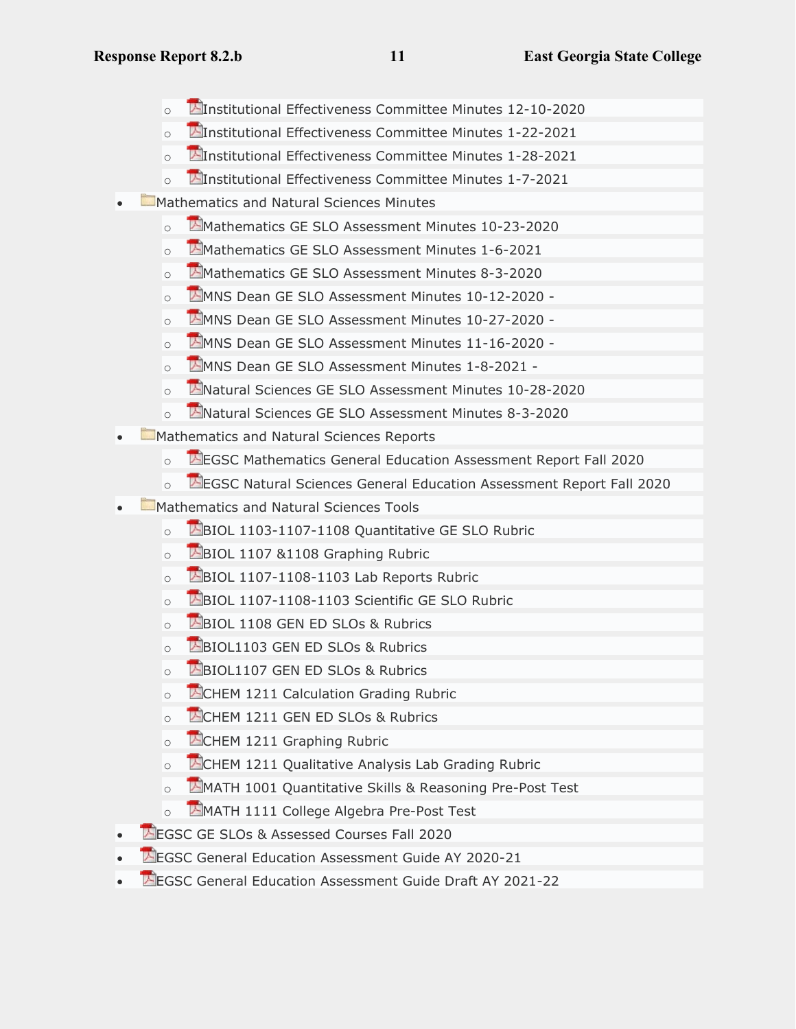- Institutional Effectiveness Committee Minutes 12-10-2020
- Institutional Effectiveness Committee Minutes 1-22-2021
- Institutional Effectiveness Committee Minutes 1-28-2021
- Institutional Effectiveness Committee Minutes 1-7-2021

- Mathematics and Natural Sciences Minutes
  - Mathematics GE SLO Assessment Minutes 10-23-2020
  - Mathematics GE SLO Assessment Minutes 1-6-2021
  - Mathematics GE SLO Assessment Minutes 8-3-2020
  - MNS Dean GE SLO Assessment Minutes 10-12-2020 -
  - MNS Dean GE SLO Assessment Minutes 10-27-2020 -
  - MNS Dean GE SLO Assessment Minutes 11-16-2020 -
  - MNS Dean GE SLO Assessment Minutes 1-8-2021 -
  - Natural Sciences GE SLO Assessment Minutes 10-28-2020
  - Natural Sciences GE SLO Assessment Minutes 8-3-2020
- Mathematics and Natural Sciences Reports
  - EGSC Mathematics General Education Assessment Report Fall 2020
  - EGSC Natural Sciences General Education Assessment Report Fall 2020
- Mathematics and Natural Sciences Tools
  - BIOL 1103-1107-1108 Quantitative GE SLO Rubric
  - BIOL 1107 &1108 Graphing Rubric
  - BIOL 1107-1108-1103 Lab Reports Rubric
  - BIOL 1107-1108-1103 Scientific GE SLO Rubric
  - BIOL 1108 GEN ED SLOs & Rubrics
  - BIOL1103 GEN ED SLOs & Rubrics
  - BIOL1107 GEN ED SLOs & Rubrics
  - CHEM 1211 Calculation Grading Rubric
  - CHEM 1211 GEN ED SLOs & Rubrics
  - CHEM 1211 Graphing Rubric
  - CHEM 1211 Qualitative Analysis Lab Grading Rubric
  - MATH 1001 Quantitative Skills & Reasoning Pre-Post Test
  - MATH 1111 College Algebra Pre-Post Test
- EGSC GE SLOs & Assessed Courses Fall 2020
- EGSC General Education Assessment Guide AY 2020-21
- EGSC General Education Assessment Guide Draft AY 2021-22